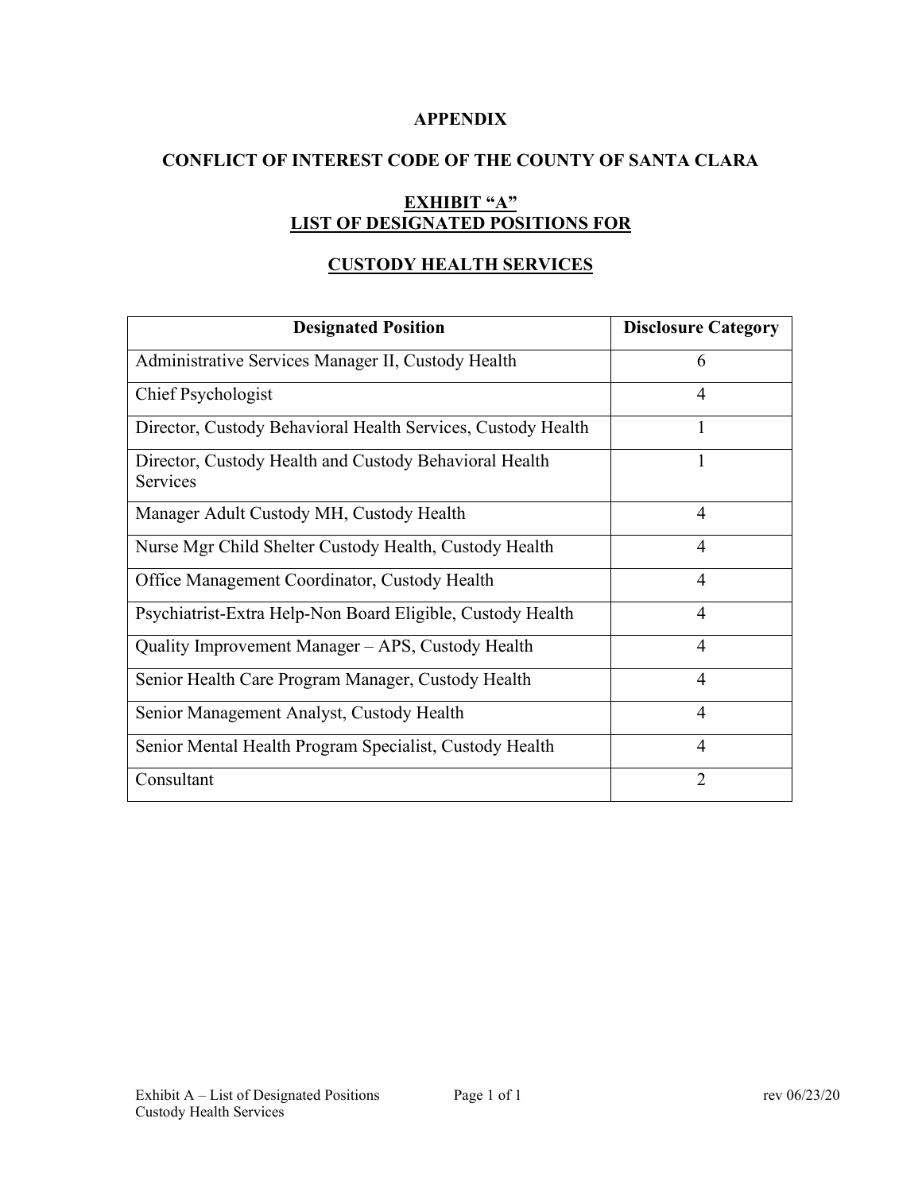**APPENDIX**

**CONFLICT OF INTEREST CODE OF THE COUNTY OF SANTA CLARA**

**EXHIBIT "A"**
**LIST OF DESIGNATED POSITIONS FOR**

**CUSTODY HEALTH SERVICES**

| Designated Position | Disclosure Category |
|---|---|
| Administrative Services Manager II, Custody Health | 6 |
| Chief Psychologist | 4 |
| Director, Custody Behavioral Health Services, Custody Health | 1 |
| Director, Custody Health and Custody Behavioral Health Services | 1 |
| Manager Adult Custody MH, Custody Health | 4 |
| Nurse Mgr Child Shelter Custody Health, Custody Health | 4 |
| Office Management Coordinator, Custody Health | 4 |
| Psychiatrist-Extra Help-Non Board Eligible, Custody Health | 4 |
| Quality Improvement Manager – APS, Custody Health | 4 |
| Senior Health Care Program Manager, Custody Health | 4 |
| Senior Management Analyst, Custody Health | 4 |
| Senior Mental Health Program Specialist, Custody Health | 4 |
| Consultant | 2 |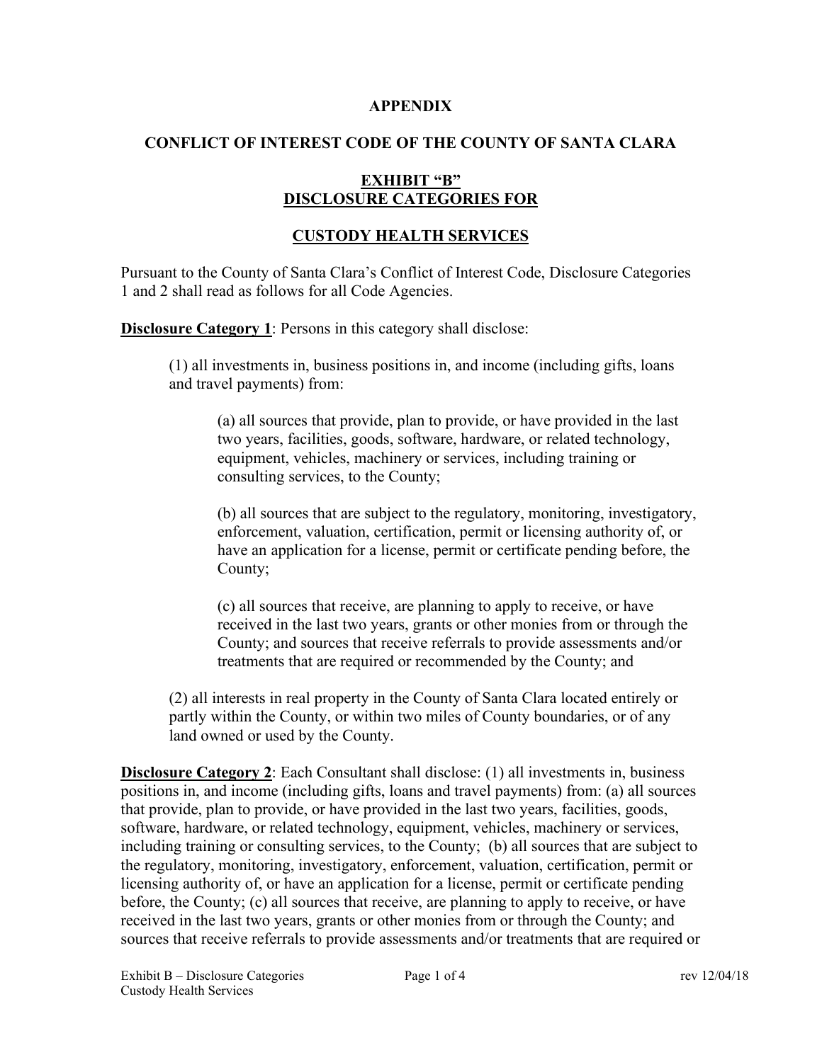**APPENDIX**

**CONFLICT OF INTEREST CODE OF THE COUNTY OF SANTA CLARA**

**EXHIBIT "B"**
**DISCLOSURE CATEGORIES FOR**

**CUSTODY HEALTH SERVICES**

Pursuant to the County of Santa Clara's Conflict of Interest Code, Disclosure Categories 1 and 2 shall read as follows for all Code Agencies.

**Disclosure Category 1**: Persons in this category shall disclose:

> (1) all investments in, business positions in, and income (including gifts, loans and travel payments) from:
>
> > (a) all sources that provide, plan to provide, or have provided in the last two years, facilities, goods, software, hardware, or related technology, equipment, vehicles, machinery or services, including training or consulting services, to the County;
> >
> > (b) all sources that are subject to the regulatory, monitoring, investigatory, enforcement, valuation, certification, permit or licensing authority of, or have an application for a license, permit or certificate pending before, the County;
> >
> > (c) all sources that receive, are planning to apply to receive, or have received in the last two years, grants or other monies from or through the County; and sources that receive referrals to provide assessments and/or treatments that are required or recommended by the County; and
>
> (2) all interests in real property in the County of Santa Clara located entirely or partly within the County, or within two miles of County boundaries, or of any land owned or used by the County.

**Disclosure Category 2**: Each Consultant shall disclose: (1) all investments in, business positions in, and income (including gifts, loans and travel payments) from: (a) all sources that provide, plan to provide, or have provided in the last two years, facilities, goods, software, hardware, or related technology, equipment, vehicles, machinery or services, including training or consulting services, to the County; (b) all sources that are subject to the regulatory, monitoring, investigatory, enforcement, valuation, certification, permit or licensing authority of, or have an application for a license, permit or certificate pending before, the County; (c) all sources that receive, are planning to apply to receive, or have received in the last two years, grants or other monies from or through the County; and sources that receive referrals to provide assessments and/or treatments that are required or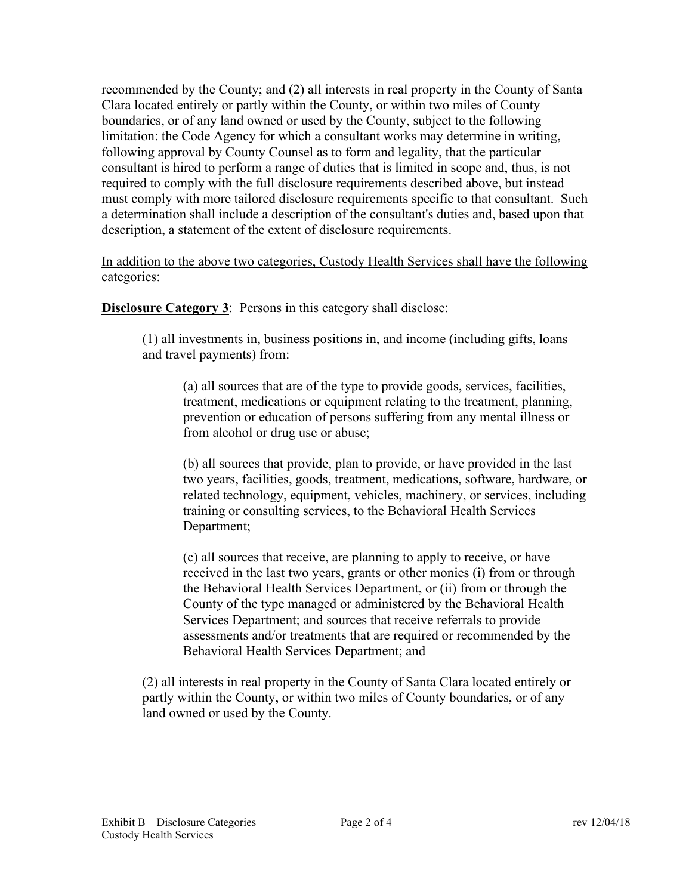recommended by the County; and (2) all interests in real property in the County of Santa Clara located entirely or partly within the County, or within two miles of County boundaries, or of any land owned or used by the County, subject to the following limitation: the Code Agency for which a consultant works may determine in writing, following approval by County Counsel as to form and legality, that the particular consultant is hired to perform a range of duties that is limited in scope and, thus, is not required to comply with the full disclosure requirements described above, but instead must comply with more tailored disclosure requirements specific to that consultant. Such a determination shall include a description of the consultant's duties and, based upon that description, a statement of the extent of disclosure requirements.

<u>In addition to the above two categories, Custody Health Services shall have the following categories:</u>

**<u>Disclosure Category 3</u>**: Persons in this category shall disclose:

> (1) all investments in, business positions in, and income (including gifts, loans and travel payments) from:
>
> > (a) all sources that are of the type to provide goods, services, facilities, treatment, medications or equipment relating to the treatment, planning, prevention or education of persons suffering from any mental illness or from alcohol or drug use or abuse;
> >
> > (b) all sources that provide, plan to provide, or have provided in the last two years, facilities, goods, treatment, medications, software, hardware, or related technology, equipment, vehicles, machinery, or services, including training or consulting services, to the Behavioral Health Services Department;
> >
> > (c) all sources that receive, are planning to apply to receive, or have received in the last two years, grants or other monies (i) from or through the Behavioral Health Services Department, or (ii) from or through the County of the type managed or administered by the Behavioral Health Services Department; and sources that receive referrals to provide assessments and/or treatments that are required or recommended by the Behavioral Health Services Department; and
>
> (2) all interests in real property in the County of Santa Clara located entirely or partly within the County, or within two miles of County boundaries, or of any land owned or used by the County.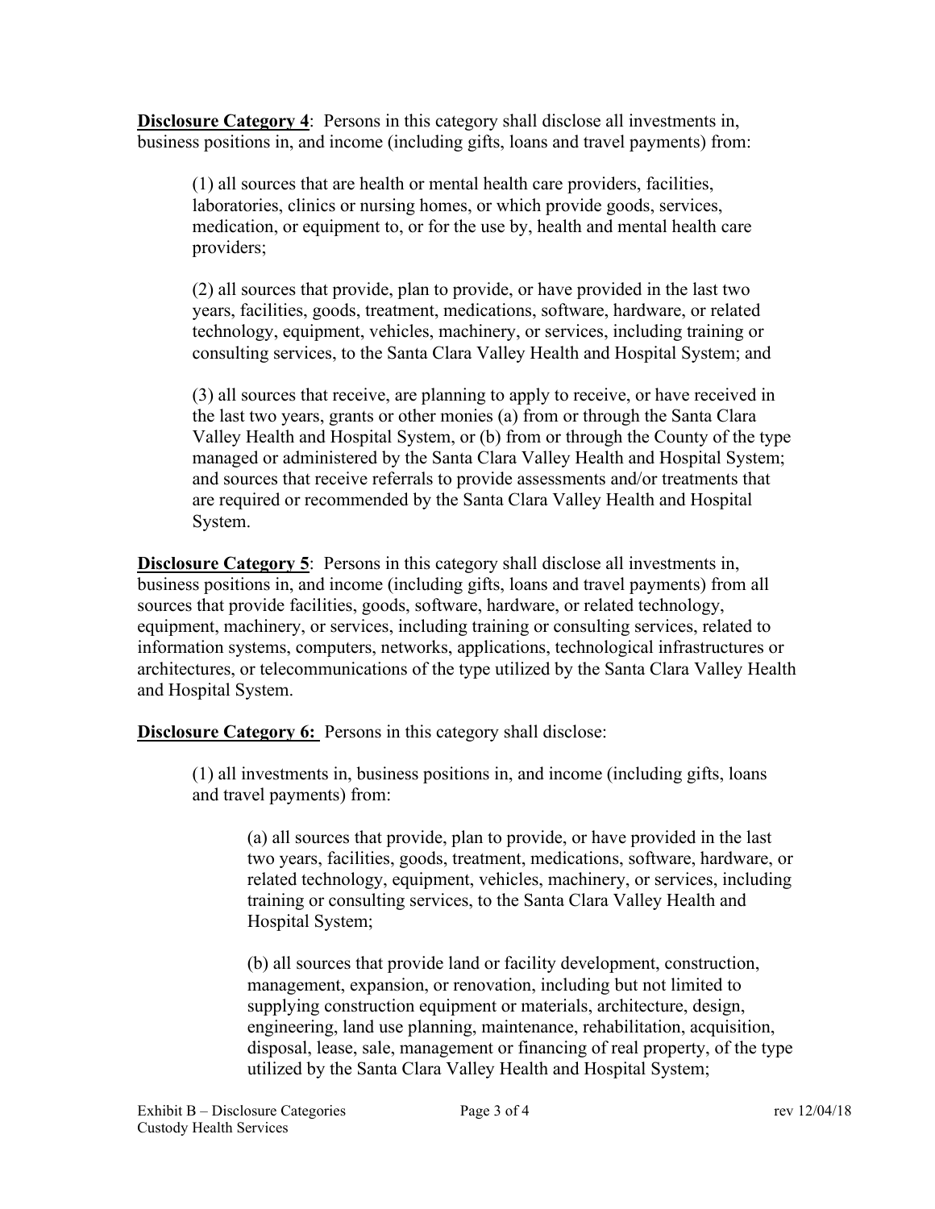**<u>Disclosure Category 4</u>**: Persons in this category shall disclose all investments in, business positions in, and income (including gifts, loans and travel payments) from:

> (1) all sources that are health or mental health care providers, facilities, laboratories, clinics or nursing homes, or which provide goods, services, medication, or equipment to, or for the use by, health and mental health care providers;
>
> (2) all sources that provide, plan to provide, or have provided in the last two years, facilities, goods, treatment, medications, software, hardware, or related technology, equipment, vehicles, machinery, or services, including training or consulting services, to the Santa Clara Valley Health and Hospital System; and
>
> (3) all sources that receive, are planning to apply to receive, or have received in the last two years, grants or other monies (a) from or through the Santa Clara Valley Health and Hospital System, or (b) from or through the County of the type managed or administered by the Santa Clara Valley Health and Hospital System; and sources that receive referrals to provide assessments and/or treatments that are required or recommended by the Santa Clara Valley Health and Hospital System.

**<u>Disclosure Category 5</u>**: Persons in this category shall disclose all investments in, business positions in, and income (including gifts, loans and travel payments) from all sources that provide facilities, goods, software, hardware, or related technology, equipment, machinery, or services, including training or consulting services, related to information systems, computers, networks, applications, technological infrastructures or architectures, or telecommunications of the type utilized by the Santa Clara Valley Health and Hospital System.

**<u>Disclosure Category 6:</u>** Persons in this category shall disclose:

> (1) all investments in, business positions in, and income (including gifts, loans and travel payments) from:
>
> > (a) all sources that provide, plan to provide, or have provided in the last two years, facilities, goods, treatment, medications, software, hardware, or related technology, equipment, vehicles, machinery, or services, including training or consulting services, to the Santa Clara Valley Health and Hospital System;
> >
> > (b) all sources that provide land or facility development, construction, management, expansion, or renovation, including but not limited to supplying construction equipment or materials, architecture, design, engineering, land use planning, maintenance, rehabilitation, acquisition, disposal, lease, sale, management or financing of real property, of the type utilized by the Santa Clara Valley Health and Hospital System;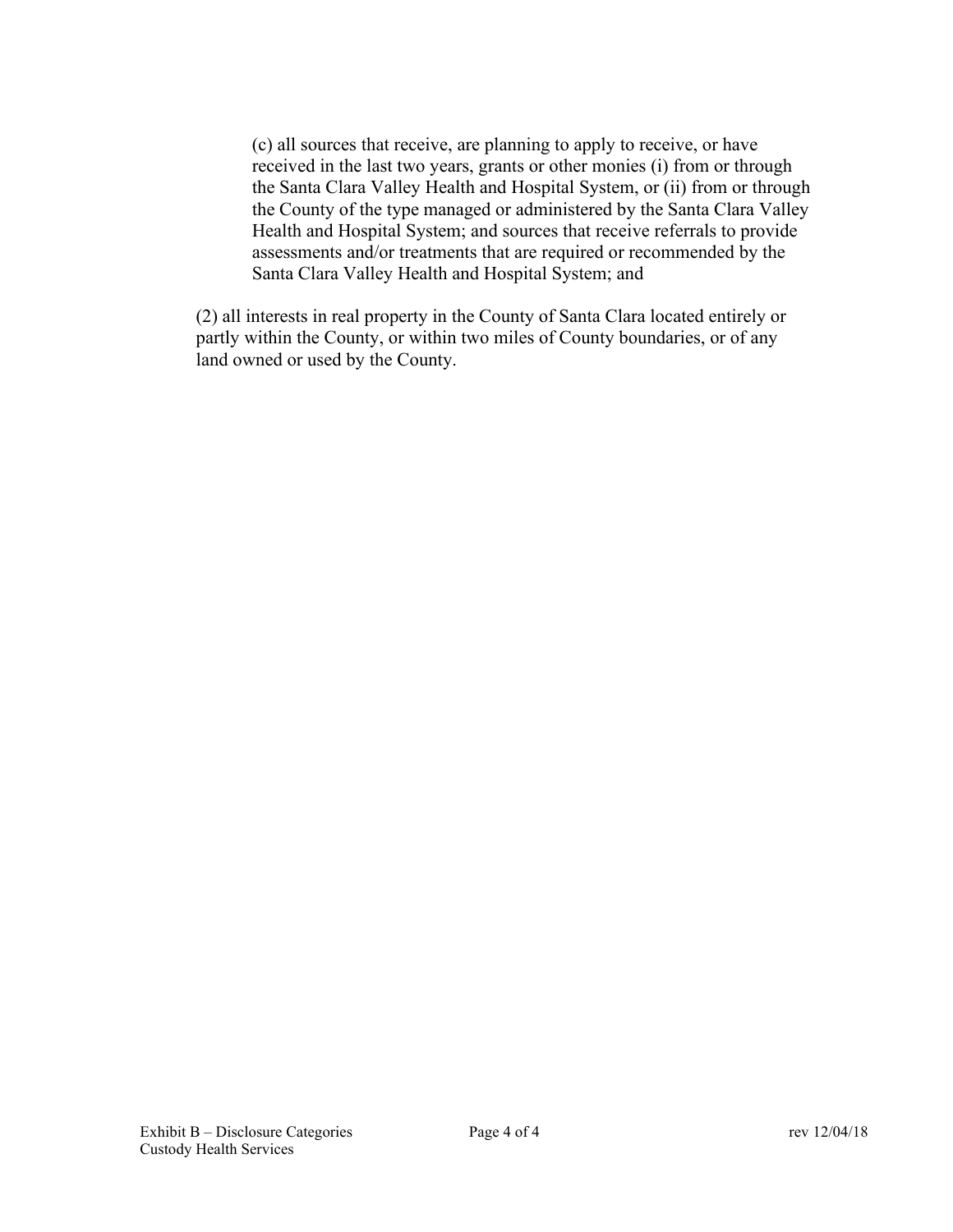(c) all sources that receive, are planning to apply to receive, or have received in the last two years, grants or other monies (i) from or through the Santa Clara Valley Health and Hospital System, or (ii) from or through the County of the type managed or administered by the Santa Clara Valley Health and Hospital System; and sources that receive referrals to provide assessments and/or treatments that are required or recommended by the Santa Clara Valley Health and Hospital System; and

(2) all interests in real property in the County of Santa Clara located entirely or partly within the County, or within two miles of County boundaries, or of any land owned or used by the County.